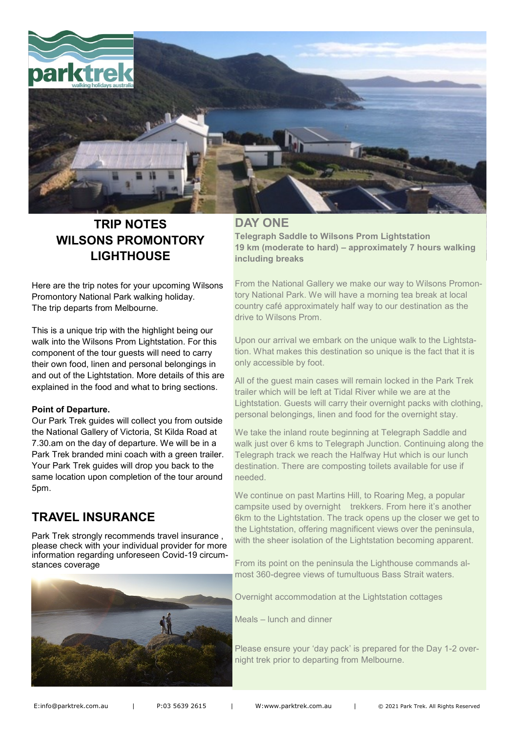# TRIP NOTES WILSONS PROMONTORY LIGHTHOUSE

Here are the trip notes for your upcoming Wilsons Promontory National Park walking holiday. The trip departs from Melbourne.

This is a unique trip with the highlight being our walk into the Wilsons Prom Lightstation. For this component of the tour guests will need to carry their own food, linen and personal belongings in and out of the Lightstation. More details of this are explained in the food and what to bring sections.

**Point of Departure.**
Our Park Trek guides will collect you from outside the National Gallery of Victoria, St Kilda Road at 7.30.am on the day of departure. We will be in a Park Trek branded mini coach with a green trailer. Your Park Trek guides will drop you back to the same location upon completion of the tour around 5pm.

## TRAVEL INSURANCE

Park Trek strongly recommends travel insurance , please check with your individual provider for more information regarding unforeseen Covid-19 circumstances coverage

## DAY ONE

**Telegraph Saddle to Wilsons Prom Lightstation**
**19 km (moderate to hard) – approximately 7 hours walking including breaks**

From the National Gallery we make our way to Wilsons Promontory National Park. We will have a morning tea break at local country café approximately half way to our destination as the drive to Wilsons Prom.

Upon our arrival we embark on the unique walk to the Lightstation. What makes this destination so unique is the fact that it is only accessible by foot.

All of the guest main cases will remain locked in the Park Trek trailer which will be left at Tidal River while we are at the Lightstation. Guests will carry their overnight packs with clothing, personal belongings, linen and food for the overnight stay.

We take the inland route beginning at Telegraph Saddle and walk just over 6 kms to Telegraph Junction. Continuing along the Telegraph track we reach the Halfway Hut which is our lunch destination. There are composting toilets available for use if needed.

We continue on past Martins Hill, to Roaring Meg, a popular campsite used by overnight trekkers. From here it's another 6km to the Lightstation. The track opens up the closer we get to the Lightstation, offering magnificent views over the peninsula, with the sheer isolation of the Lightstation becoming apparent.

From its point on the peninsula the Lighthouse commands almost 360-degree views of tumultuous Bass Strait waters.

Overnight accommodation at the Lightstation cottages

Meals – lunch and dinner

Please ensure your 'day pack' is prepared for the Day 1-2 overnight trek prior to departing from Melbourne.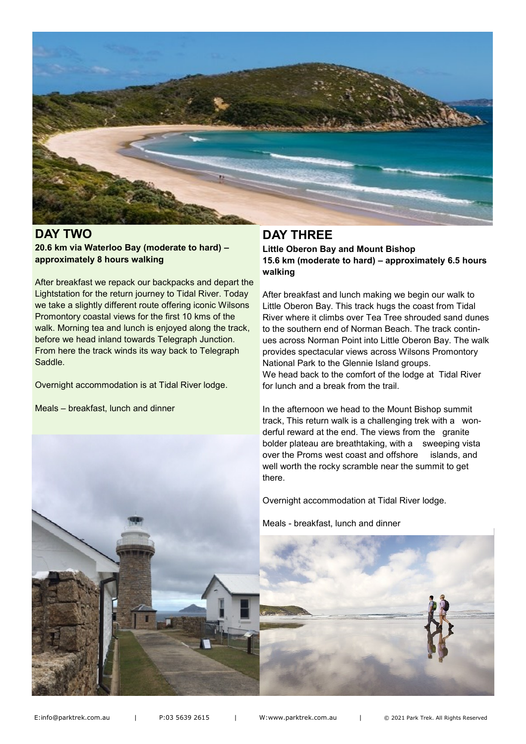## DAY TWO

**20.6 km via Waterloo Bay (moderate to hard) – approximately 8 hours walking**

After breakfast we repack our backpacks and depart the Lightstation for the return journey to Tidal River. Today we take a slightly different route offering iconic Wilsons Promontory coastal views for the first 10 kms of the walk. Morning tea and lunch is enjoyed along the track, before we head inland towards Telegraph Junction. From here the track winds its way back to Telegraph Saddle.

Overnight accommodation is at Tidal River lodge.

Meals – breakfast, lunch and dinner

## DAY THREE

**Little Oberon Bay and Mount Bishop**
**15.6 km (moderate to hard) – approximately 6.5 hours walking**

After breakfast and lunch making we begin our walk to Little Oberon Bay. This track hugs the coast from Tidal River where it climbs over Tea Tree shrouded sand dunes to the southern end of Norman Beach. The track continues across Norman Point into Little Oberon Bay. The walk provides spectacular views across Wilsons Promontory National Park to the Glennie Island groups.
We head back to the comfort of the lodge at Tidal River for lunch and a break from the trail.

In the afternoon we head to the Mount Bishop summit track, This return walk is a challenging trek with a wonderful reward at the end. The views from the granite bolder plateau are breathtaking, with a sweeping vista over the Proms west coast and offshore islands, and well worth the rocky scramble near the summit to get there.

Overnight accommodation at Tidal River lodge.

Meals - breakfast, lunch and dinner

E:info@parktrek.com.au | P:03 5639 2615 | W:www.parktrek.com.au | © 2021 Park Trek. All Rights Reserved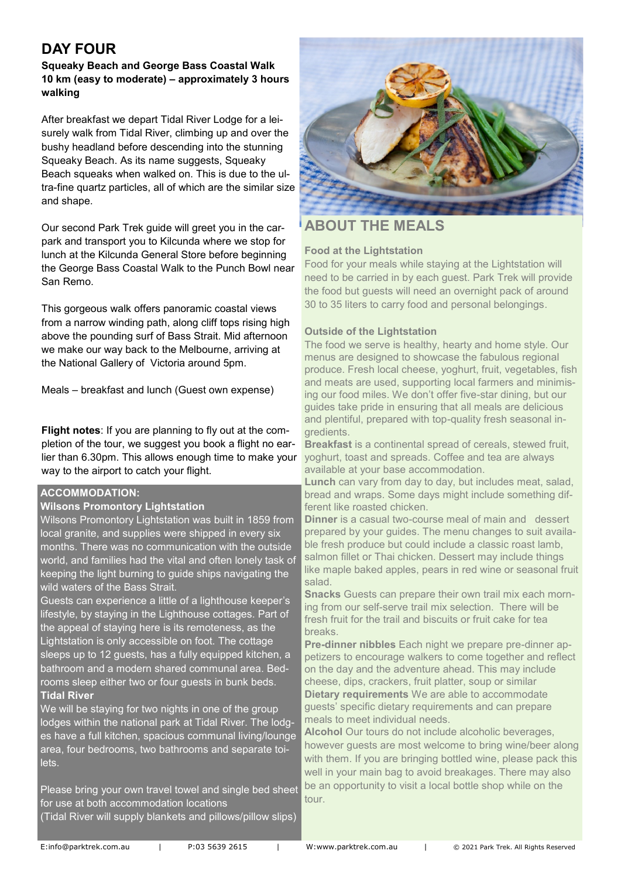## DAY FOUR

**Squeaky Beach and George Bass Coastal Walk**
**10 km (easy to moderate) – approximately 3 hours walking**

After breakfast we depart Tidal River Lodge for a leisurely walk from Tidal River, climbing up and over the bushy headland before descending into the stunning Squeaky Beach. As its name suggests, Squeaky Beach squeaks when walked on. This is due to the ultra-fine quartz particles, all of which are the similar size and shape.

Our second Park Trek guide will greet you in the carpark and transport you to Kilcunda where we stop for lunch at the Kilcunda General Store before beginning the George Bass Coastal Walk to the Punch Bowl near San Remo.

This gorgeous walk offers panoramic coastal views from a narrow winding path, along cliff tops rising high above the pounding surf of Bass Strait. Mid afternoon we make our way back to the Melbourne, arriving at the National Gallery of Victoria around 5pm.

Meals – breakfast and lunch (Guest own expense)

**Flight notes**: If you are planning to fly out at the completion of the tour, we suggest you book a flight no earlier than 6.30pm. This allows enough time to make your way to the airport to catch your flight.

### ACCOMMODATION:

**Wilsons Promontory Lightstation**

Wilsons Promontory Lightstation was built in 1859 from local granite, and supplies were shipped in every six months. There was no communication with the outside world, and families had the vital and often lonely task of keeping the light burning to guide ships navigating the wild waters of the Bass Strait.

Guests can experience a little of a lighthouse keeper's lifestyle, by staying in the Lighthouse cottages. Part of the appeal of staying here is its remoteness, as the Lightstation is only accessible on foot. The cottage sleeps up to 12 guests, has a fully equipped kitchen, a bathroom and a modern shared communal area. Bedrooms sleep either two or four guests in bunk beds.

**Tidal River**

We will be staying for two nights in one of the group lodges within the national park at Tidal River. The lodges have a full kitchen, spacious communal living/lounge area, four bedrooms, two bathrooms and separate toilets.

Please bring your own travel towel and single bed sheet for use at both accommodation locations
(Tidal River will supply blankets and pillows/pillow slips)

## ABOUT THE MEALS

**Food at the Lightstation**

Food for your meals while staying at the Lightstation will need to be carried in by each guest. Park Trek will provide the food but guests will need an overnight pack of around 30 to 35 liters to carry food and personal belongings.

**Outside of the Lightstation**

The food we serve is healthy, hearty and home style. Our menus are designed to showcase the fabulous regional produce. Fresh local cheese, yoghurt, fruit, vegetables, fish and meats are used, supporting local farmers and minimising our food miles. We don't offer five-star dining, but our guides take pride in ensuring that all meals are delicious and plentiful, prepared with top-quality fresh seasonal ingredients.

**Breakfast** is a continental spread of cereals, stewed fruit, yoghurt, toast and spreads. Coffee and tea are always available at your base accommodation.

**Lunch** can vary from day to day, but includes meat, salad, bread and wraps. Some days might include something different like roasted chicken.

**Dinner** is a casual two-course meal of main and dessert prepared by your guides. The menu changes to suit available fresh produce but could include a classic roast lamb, salmon fillet or Thai chicken. Dessert may include things like maple baked apples, pears in red wine or seasonal fruit salad.

**Snacks** Guests can prepare their own trail mix each morning from our self-serve trail mix selection. There will be fresh fruit for the trail and biscuits or fruit cake for tea breaks.

**Pre-dinner nibbles** Each night we prepare pre-dinner appetizers to encourage walkers to come together and reflect on the day and the adventure ahead. This may include cheese, dips, crackers, fruit platter, soup or similar

**Dietary requirements** We are able to accommodate guests' specific dietary requirements and can prepare meals to meet individual needs.

**Alcohol** Our tours do not include alcoholic beverages, however guests are most welcome to bring wine/beer along with them. If you are bringing bottled wine, please pack this well in your main bag to avoid breakages. There may also be an opportunity to visit a local bottle shop while on the tour.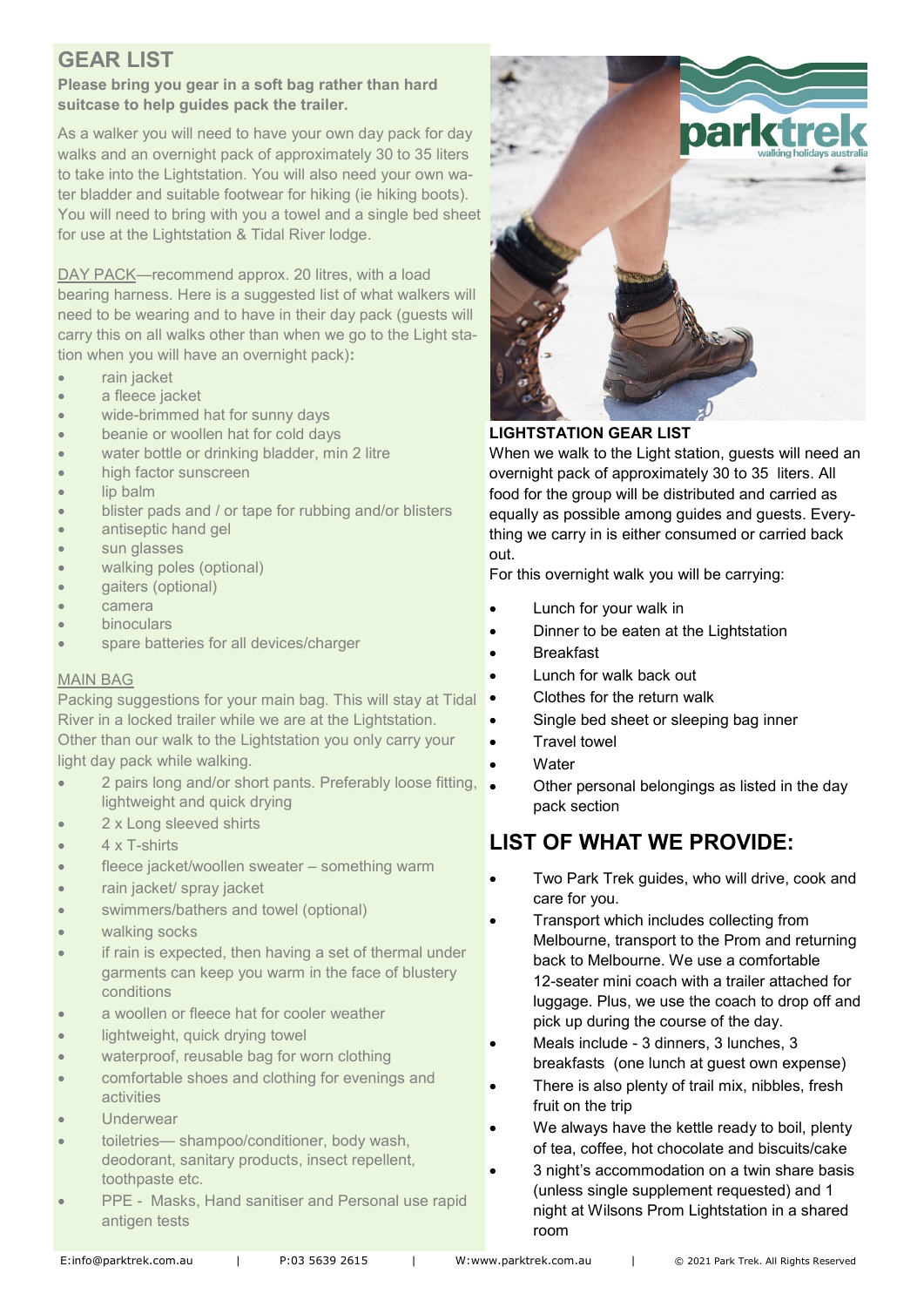## GEAR LIST

**Please bring you gear in a soft bag rather than hard suitcase to help guides pack the trailer.**

As a walker you will need to have your own day pack for day walks and an overnight pack of approximately 30 to 35 liters to take into the Lightstation. You will also need your own water bladder and suitable footwear for hiking (ie hiking boots). You will need to bring with you a towel and a single bed sheet for use at the Lightstation & Tidal River lodge.

DAY PACK—recommend approx. 20 litres, with a load bearing harness. Here is a suggested list of what walkers will need to be wearing and to have in their day pack (guests will carry this on all walks other than when we go to the Light station when you will have an overnight pack):

- rain jacket
- a fleece jacket
- wide-brimmed hat for sunny days
- beanie or woollen hat for cold days
- water bottle or drinking bladder, min 2 litre
- high factor sunscreen
- lip balm
- blister pads and / or tape for rubbing and/or blisters
- antiseptic hand gel
- sun glasses
- walking poles (optional)
- gaiters (optional)
- camera
- binoculars
- spare batteries for all devices/charger

MAIN BAG

Packing suggestions for your main bag. This will stay at Tidal River in a locked trailer while we are at the Lightstation. Other than our walk to the Lightstation you only carry your light day pack while walking.

- 2 pairs long and/or short pants. Preferably loose fitting, lightweight and quick drying
- 2 x Long sleeved shirts
- 4 x T-shirts
- fleece jacket/woollen sweater – something warm
- rain jacket/ spray jacket
- swimmers/bathers and towel (optional)
- walking socks
- if rain is expected, then having a set of thermal under garments can keep you warm in the face of blustery conditions
- a woollen or fleece hat for cooler weather
- lightweight, quick drying towel
- waterproof, reusable bag for worn clothing
- comfortable shoes and clothing for evenings and activities
- Underwear
- toiletries— shampoo/conditioner, body wash, deodorant, sanitary products, insect repellent, toothpaste etc.
- PPE - Masks, Hand sanitiser and Personal use rapid antigen tests

parktrek
walking holidays australia

**LIGHTSTATION GEAR LIST**

When we walk to the Light station, guests will need an overnight pack of approximately 30 to 35 liters. All food for the group will be distributed and carried as equally as possible among guides and guests. Everything we carry in is either consumed or carried back out.

For this overnight walk you will be carrying:

- Lunch for your walk in
- Dinner to be eaten at the Lightstation
- Breakfast
- Lunch for walk back out
- Clothes for the return walk
- Single bed sheet or sleeping bag inner
- Travel towel
- Water
- Other personal belongings as listed in the day pack section

## LIST OF WHAT WE PROVIDE:

- Two Park Trek guides, who will drive, cook and care for you.
- Transport which includes collecting from Melbourne, transport to the Prom and returning back to Melbourne. We use a comfortable 12-seater mini coach with a trailer attached for luggage. Plus, we use the coach to drop off and pick up during the course of the day.
- Meals include - 3 dinners, 3 lunches, 3 breakfasts (one lunch at guest own expense)
- There is also plenty of trail mix, nibbles, fresh fruit on the trip
- We always have the kettle ready to boil, plenty of tea, coffee, hot chocolate and biscuits/cake
- 3 night's accommodation on a twin share basis (unless single supplement requested) and 1 night at Wilsons Prom Lightstation in a shared room

E:info@parktrek.com.au | P:03 5639 2615 | W:www.parktrek.com.au | © 2021 Park Trek. All Rights Reserved